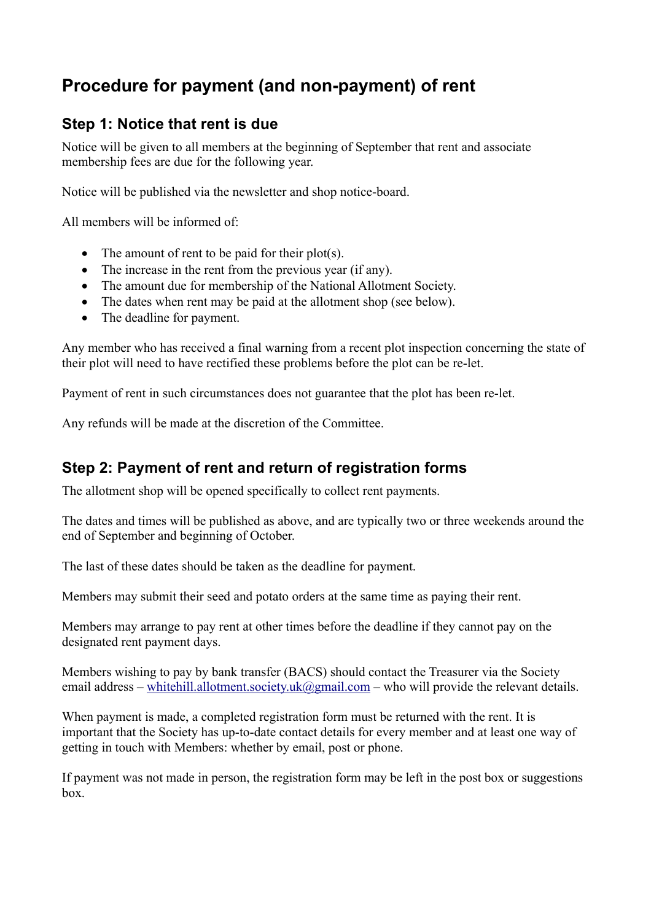# Procedure for payment (and non-payment) of rent

## Step 1: Notice that rent is due

Notice will be given to all members at the beginning of September that rent and associate membership fees are due for the following year.

Notice will be published via the newsletter and shop notice-board.

All members will be informed of:

- The amount of rent to be paid for their plot(s).
- The increase in the rent from the previous year (if any).
- The amount due for membership of the National Allotment Society.
- The dates when rent may be paid at the allotment shop (see below).
- The deadline for payment.

Any member who has received a final warning from a recent plot inspection concerning the state of their plot will need to have rectified these problems before the plot can be re-let.

Payment of rent in such circumstances does not guarantee that the plot has been re-let.

Any refunds will be made at the discretion of the Committee.

## Step 2: Payment of rent and return of registration forms

The allotment shop will be opened specifically to collect rent payments.

The dates and times will be published as above, and are typically two or three weekends around the end of September and beginning of October.

The last of these dates should be taken as the deadline for payment.

Members may submit their seed and potato orders at the same time as paying their rent.

Members may arrange to pay rent at other times before the deadline if they cannot pay on the designated rent payment days.

Members wishing to pay by bank transfer (BACS) should contact the Treasurer via the Society email address – whitehill.allotment.society.uk@gmail.com – who will provide the relevant details.

When payment is made, a completed registration form must be returned with the rent. It is important that the Society has up-to-date contact details for every member and at least one way of getting in touch with Members: whether by email, post or phone.

If payment was not made in person, the registration form may be left in the post box or suggestions box.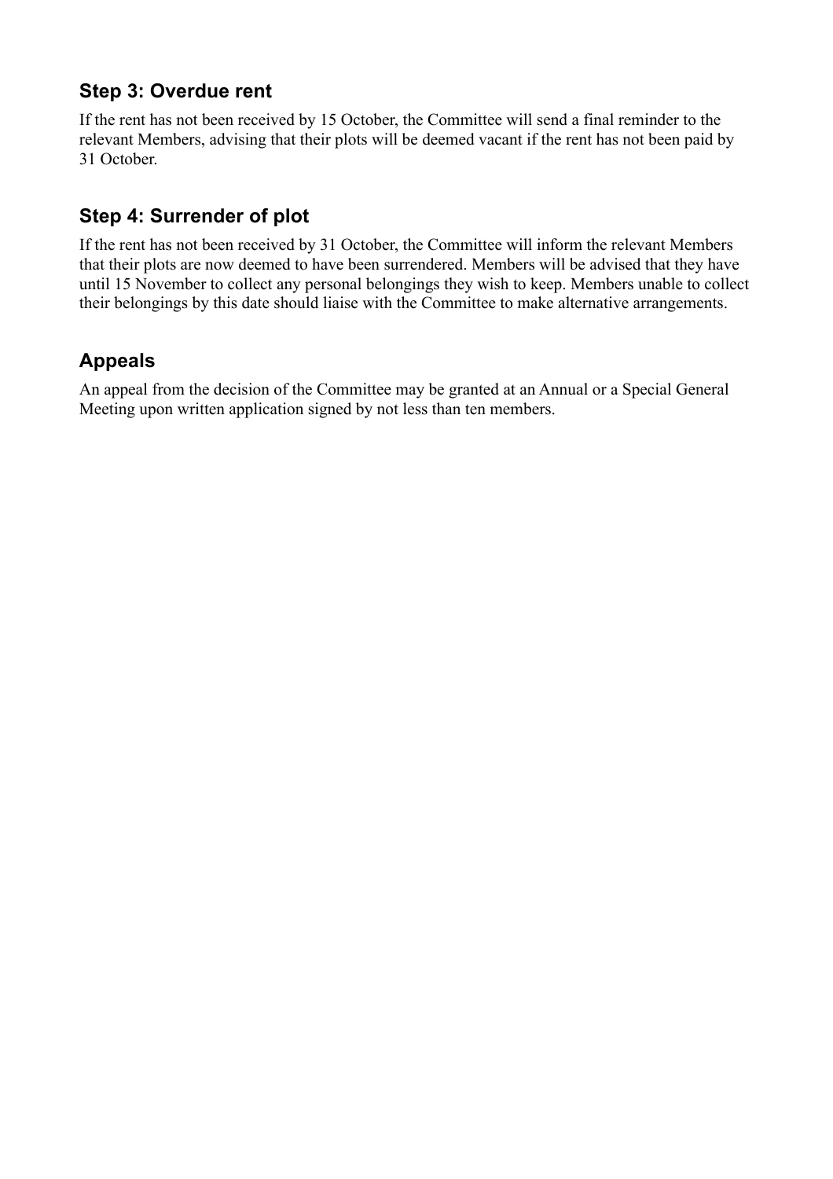## Step 3: Overdue rent

If the rent has not been received by 15 October, the Committee will send a final reminder to the relevant Members, advising that their plots will be deemed vacant if the rent has not been paid by 31 October.

## Step 4: Surrender of plot

If the rent has not been received by 31 October, the Committee will inform the relevant Members that their plots are now deemed to have been surrendered. Members will be advised that they have until 15 November to collect any personal belongings they wish to keep. Members unable to collect their belongings by this date should liaise with the Committee to make alternative arrangements.

## Appeals

An appeal from the decision of the Committee may be granted at an Annual or a Special General Meeting upon written application signed by not less than ten members.